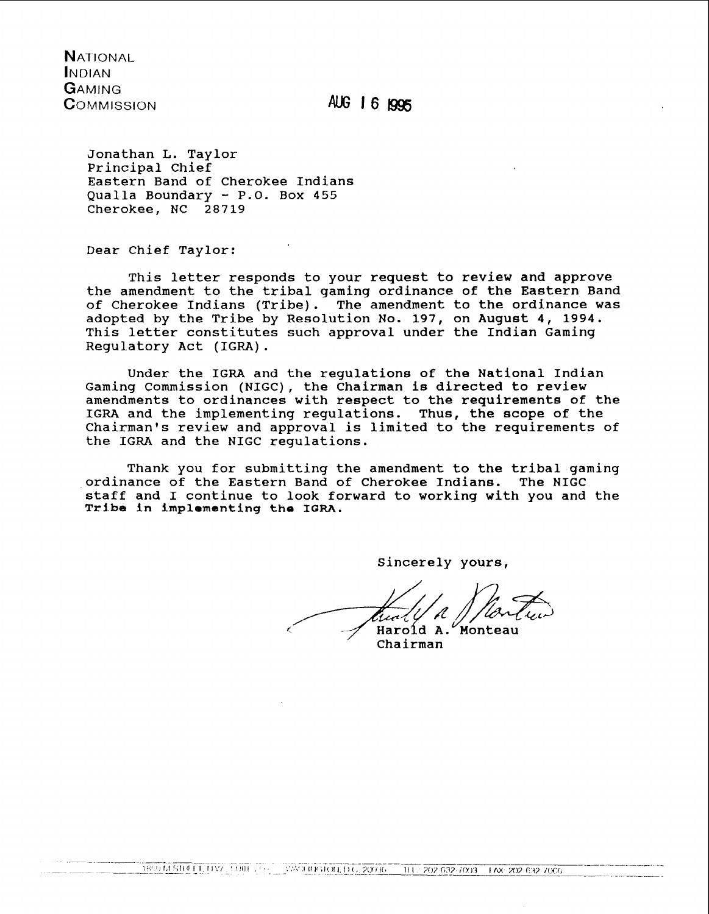**N**ATIONAL
**I**NDIAN
**G**AMING
**C**OMMISSION

AUG 16 1995

Jonathan L. Taylor
Principal Chief
Eastern Band of Cherokee Indians
Qualla Boundary - P.O. Box 455
Cherokee, NC 28719

Dear Chief Taylor:

This letter responds to your request to review and approve the amendment to the tribal gaming ordinance of the Eastern Band of Cherokee Indians (Tribe). The amendment to the ordinance was adopted by the Tribe by Resolution No. 197, on August 4, 1994. This letter constitutes such approval under the Indian Gaming Regulatory Act (IGRA).

Under the IGRA and the regulations of the National Indian Gaming Commission (NIGC), the Chairman is directed to review amendments to ordinances with respect to the requirements of the IGRA and the implementing regulations. Thus, the scope of the Chairman's review and approval is limited to the requirements of the IGRA and the NIGC regulations.

Thank you for submitting the amendment to the tribal gaming ordinance of the Eastern Band of Cherokee Indians. The NIGC staff and I continue to look forward to working with you and the Tribe in implementing the IGRA.

Sincerely yours,

Harold A. Monteau
Chairman

1850 M STREET, NW SUITE 250 WASHINGTON, D.C. 20036 TEL 202 632 7003 FAX 202 632 7066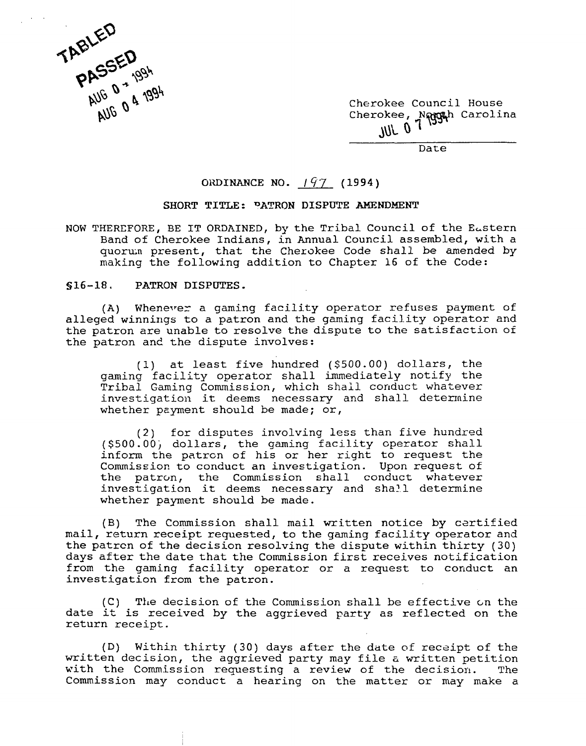TABLED
PASSED
AUG 0 4 1994
AUG 0 4 1994

Cherokee Council House
Cherokee, North Carolina
JUL 0 7 1994

Date

ORDINANCE NO. 197 (1994)

SHORT TITLE: PATRON DISPUTE AMENDMENT

NOW THEREFORE, BE IT ORDAINED, by the Tribal Council of the Eastern Band of Cherokee Indians, in Annual Council assembled, with a quorum present, that the Cherokee Code shall be amended by making the following addition to Chapter 16 of the Code:

§16-18. PATRON DISPUTES.

(A) Whenever a gaming facility operator refuses payment of alleged winnings to a patron and the gaming facility operator and the patron are unable to resolve the dispute to the satisfaction of the patron and the dispute involves:

(1) at least five hundred ($500.00) dollars, the gaming facility operator shall immediately notify the Tribal Gaming Commission, which shall conduct whatever investigation it deems necessary and shall determine whether payment should be made; or,

(2) for disputes involving less than five hundred ($500.00) dollars, the gaming facility operator shall inform the patron of his or her right to request the Commission to conduct an investigation. Upon request of the patron, the Commission shall conduct whatever investigation it deems necessary and shall determine whether payment should be made.

(B) The Commission shall mail written notice by certified mail, return receipt requested, to the gaming facility operator and the patron of the decision resolving the dispute within thirty (30) days after the date that the Commission first receives notification from the gaming facility operator or a request to conduct an investigation from the patron.

(C) The decision of the Commission shall be effective on the date it is received by the aggrieved party as reflected on the return receipt.

(D) Within thirty (30) days after the date of receipt of the written decision, the aggrieved party may file a written petition with the Commission requesting a review of the decision. The Commission may conduct a hearing on the matter or may make a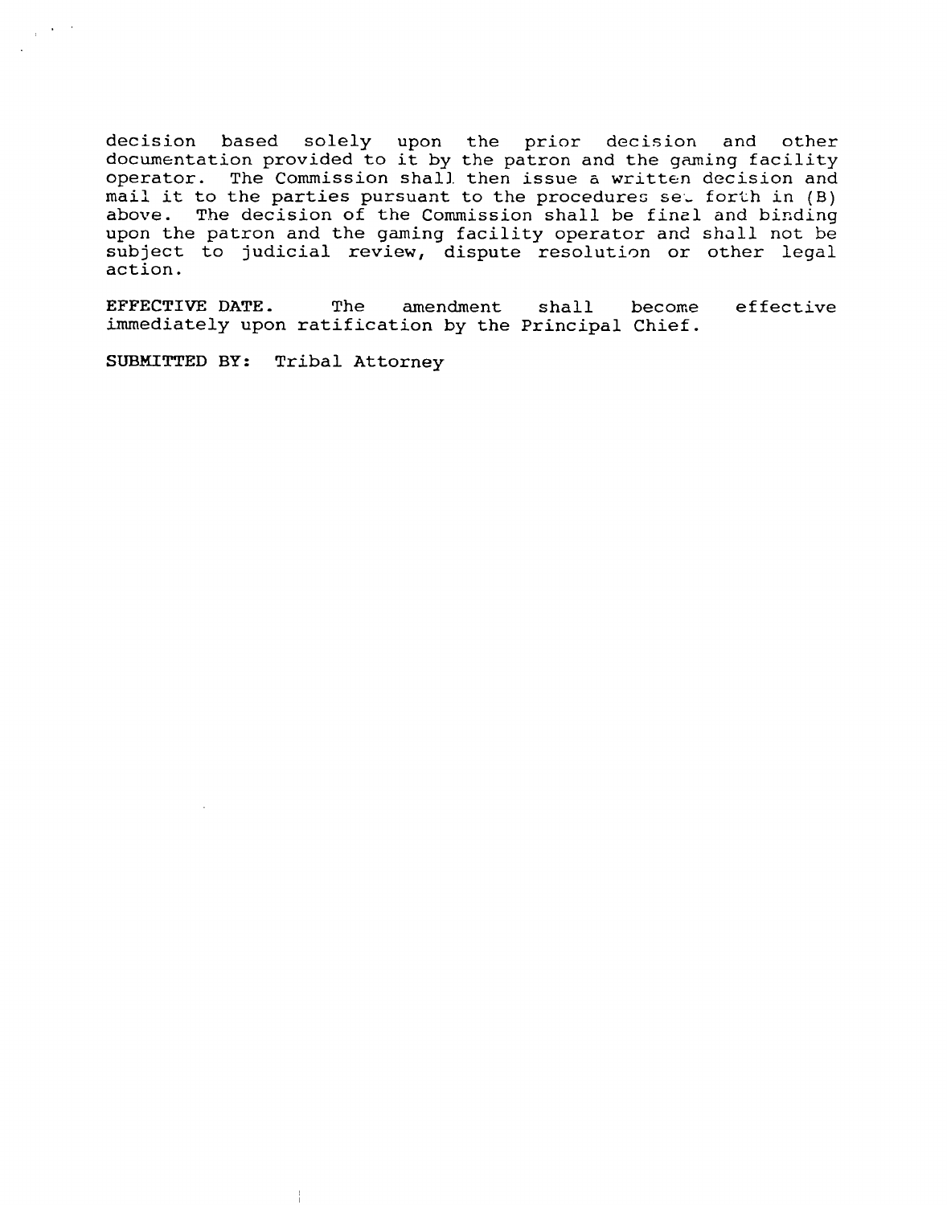decision based solely upon the prior decision and other documentation provided to it by the patron and the gaming facility operator. The Commission shall then issue a written decision and mail it to the parties pursuant to the procedures set forth in (B) above. The decision of the Commission shall be final and binding upon the patron and the gaming facility operator and shall not be subject to judicial review, dispute resolution or other legal action.

**EFFECTIVE DATE.** The amendment shall become effective immediately upon ratification by the Principal Chief.

**SUBMITTED BY:** Tribal Attorney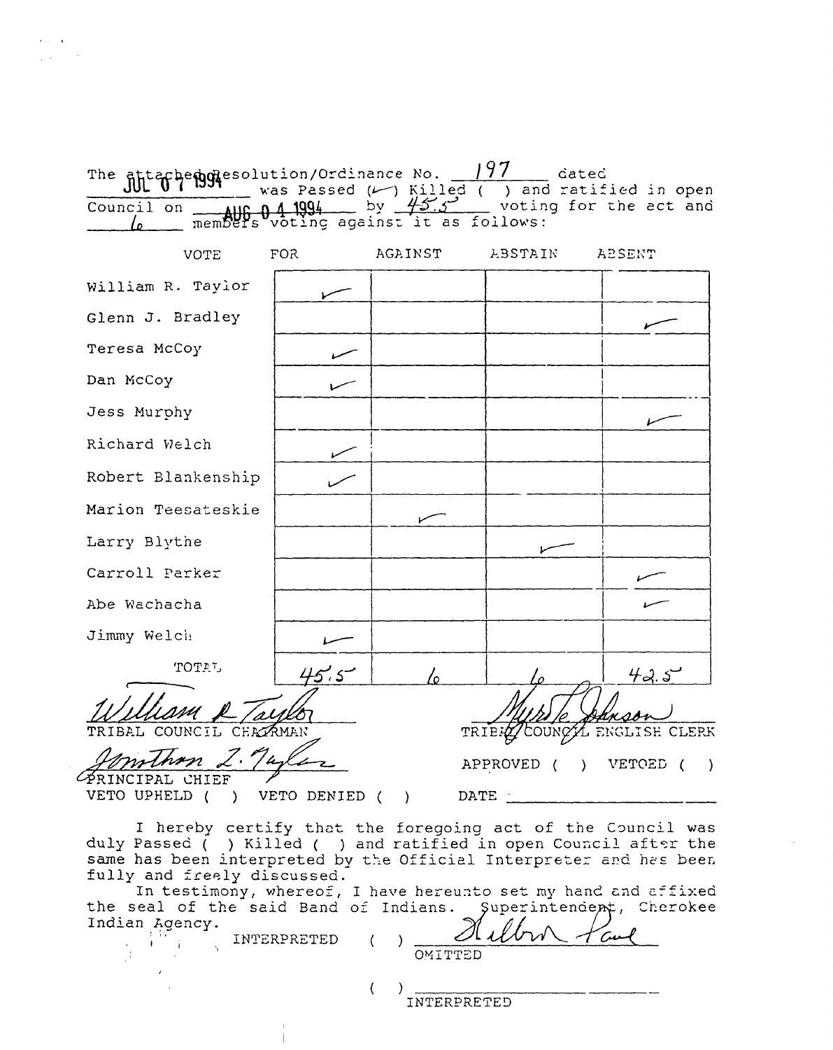The attached Resolution/Ordinance No. 197 dated JUL 07 1994 was Passed (✓) Killed ( ) and ratified in open Council on AUG 04 1994 by 45.5 voting for the act and 6 members voting against it as follows:

| VOTE | FOR | AGAINST | ABSTAIN | ABSENT |
|---|---|---|---|---|
| William R. Taylor | ✓ | | | |
| Glenn J. Bradley | | | | ✓ |
| Teresa McCoy | ✓ | | | |
| Dan McCoy | ✓ | | | |
| Jess Murphy | | | | ✓ |
| Richard Welch | ✓ | | | |
| Robert Blankenship | ✓ | | | |
| Marion Teesateskie | | ✓ | | |
| Larry Blythe | | | ✓ | |
| Carroll Parker | | | | ✓ |
| Abe Wachacha | | | | ✓ |
| Jimmy Welch | ✓ | | | |
| TOTAL | 45.5 | 6 | 6 | 42.5 |

William R Taylor
TRIBAL COUNCIL CHAIRMAN

Myrtle Johnson
TRIBAL COUNCIL ENGLISH CLERK

Jonathan L. Taylor
PRINCIPAL CHIEF

APPROVED ( ) VETOED ( )

VETO UPHELD ( ) VETO DENIED ( ) DATE ____________

I hereby certify that the foregoing act of the Council was duly Passed ( ) Killed ( ) and ratified in open Council after the same has been interpreted by the Official Interpreter and has been fully and freely discussed.

In testimony, whereof, I have hereunto set my hand and affixed the seal of the said Band of Indians. Superintendent, Cherokee Indian Agency.

INTERPRETED ( ) Shelbon Paul
OMITTED

( ) ____________
INTERPRETED